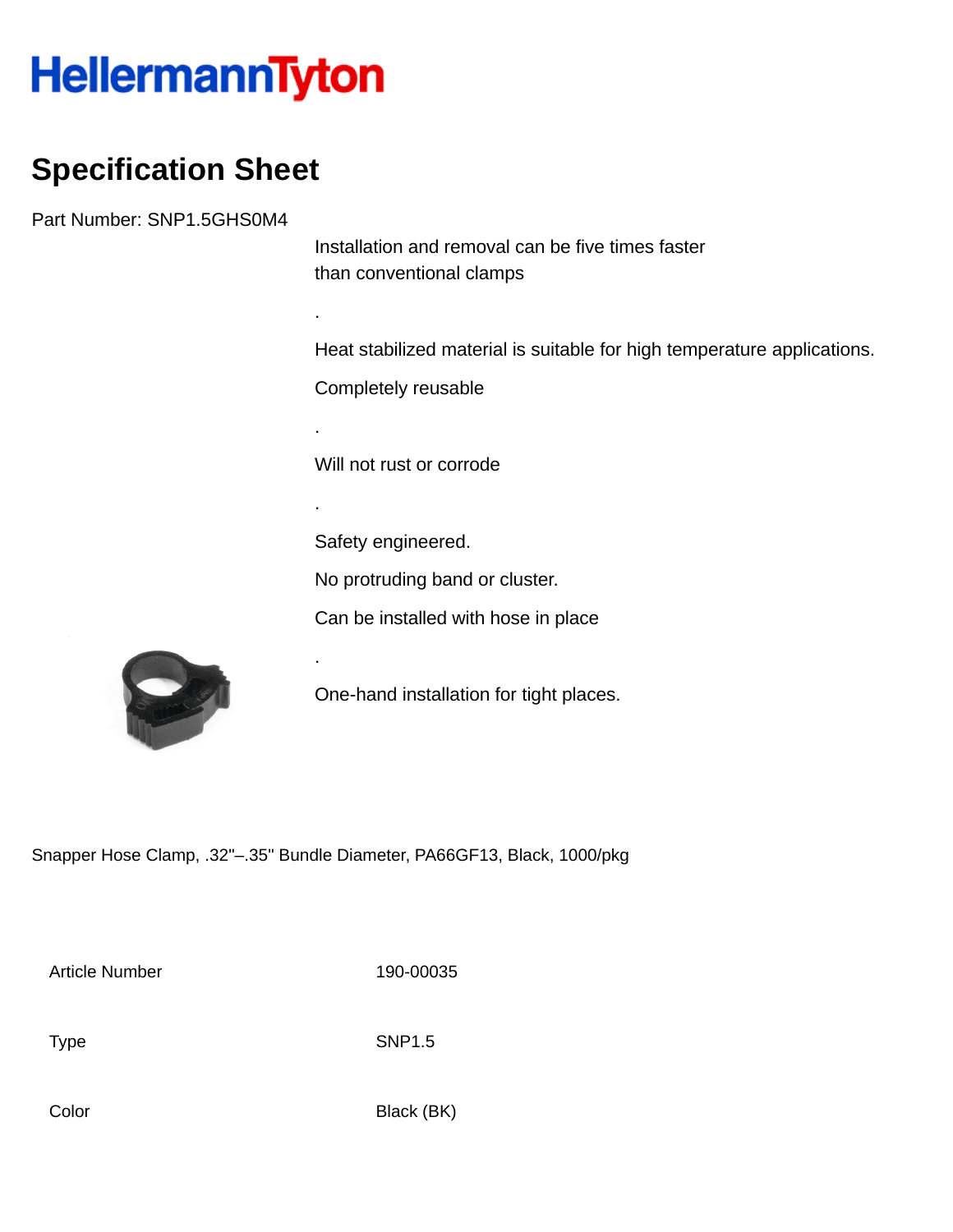HellermannTyton

# Specification Sheet

Part Number: SNP1.5GHS0M4

Installation and removal can be five times faster than conventional clamps

.

Heat stabilized material is suitable for high temperature applications.

Completely reusable

.

Will not rust or corrode

.

Safety engineered.

No protruding band or cluster.

Can be installed with hose in place

.

One-hand installation for tight places.

Snapper Hose Clamp, .32"–.35" Bundle Diameter, PA66GF13, Black, 1000/pkg

| | |
|---|---|
| Article Number | 190-00035 |
| Type | SNP1.5 |
| Color | Black (BK) |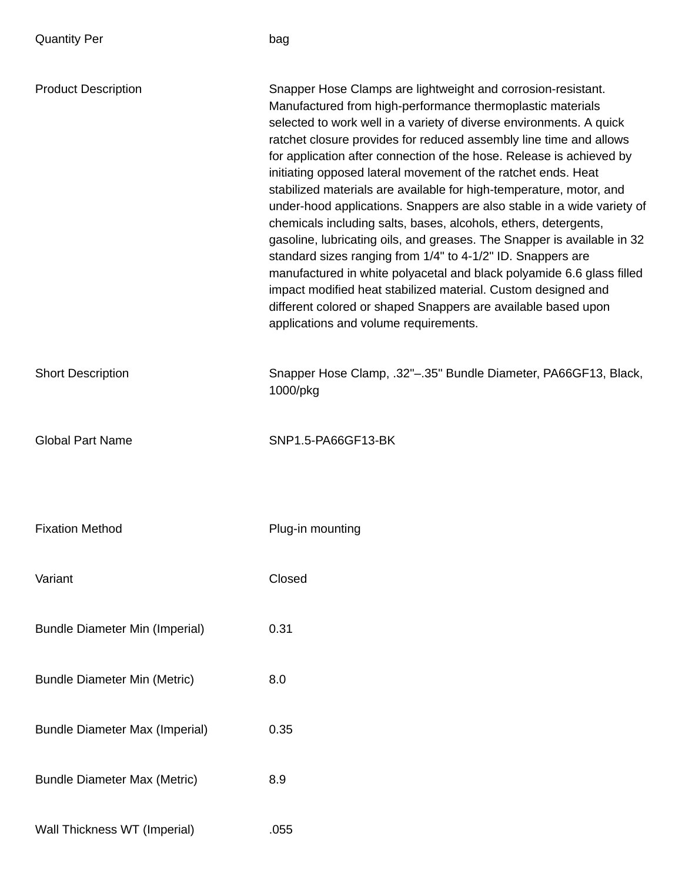| | |
|---|---|
| Quantity Per | bag |
| Product Description | Snapper Hose Clamps are lightweight and corrosion-resistant. Manufactured from high-performance thermoplastic materials selected to work well in a variety of diverse environments. A quick ratchet closure provides for reduced assembly line time and allows for application after connection of the hose. Release is achieved by initiating opposed lateral movement of the ratchet ends. Heat stabilized materials are available for high-temperature, motor, and under-hood applications. Snappers are also stable in a wide variety of chemicals including salts, bases, alcohols, ethers, detergents, gasoline, lubricating oils, and greases. The Snapper is available in 32 standard sizes ranging from 1/4" to 4-1/2" ID. Snappers are manufactured in white polyacetal and black polyamide 6.6 glass filled impact modified heat stabilized material. Custom designed and different colored or shaped Snappers are available based upon applications and volume requirements. |
| Short Description | Snapper Hose Clamp, .32"–.35" Bundle Diameter, PA66GF13, Black, 1000/pkg |
| Global Part Name | SNP1.5-PA66GF13-BK |
| Fixation Method | Plug-in mounting |
| Variant | Closed |
| Bundle Diameter Min (Imperial) | 0.31 |
| Bundle Diameter Min (Metric) | 8.0 |
| Bundle Diameter Max (Imperial) | 0.35 |
| Bundle Diameter Max (Metric) | 8.9 |
| Wall Thickness WT (Imperial) | .055 |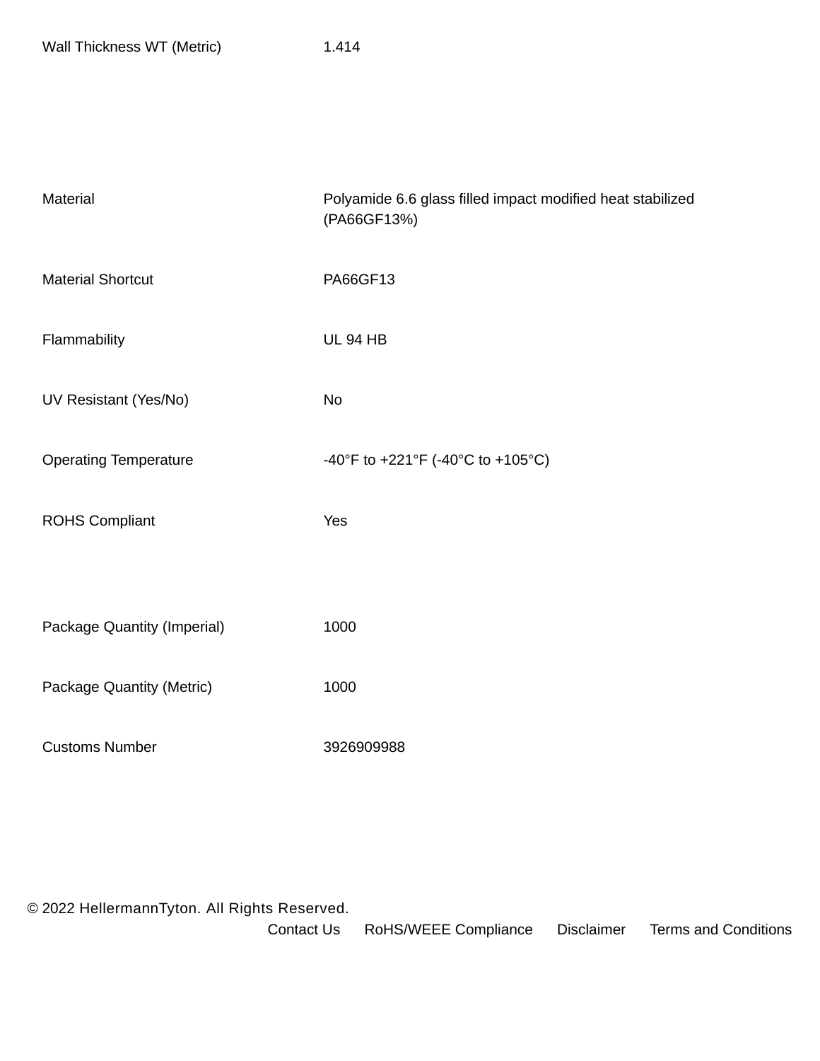| | |
|---|---|
| Wall Thickness WT (Metric) | 1.414 |
| Material | Polyamide 6.6 glass filled impact modified heat stabilized (PA66GF13%) |
| Material Shortcut | PA66GF13 |
| Flammability | UL 94 HB |
| UV Resistant (Yes/No) | No |
| Operating Temperature | -40°F to +221°F (-40°C to +105°C) |
| ROHS Compliant | Yes |
| Package Quantity (Imperial) | 1000 |
| Package Quantity (Metric) | 1000 |
| Customs Number | 3926909988 |

© 2022 HellermannTyton. All Rights Reserved.

Contact Us RoHS/WEEE Compliance Disclaimer Terms and Conditions